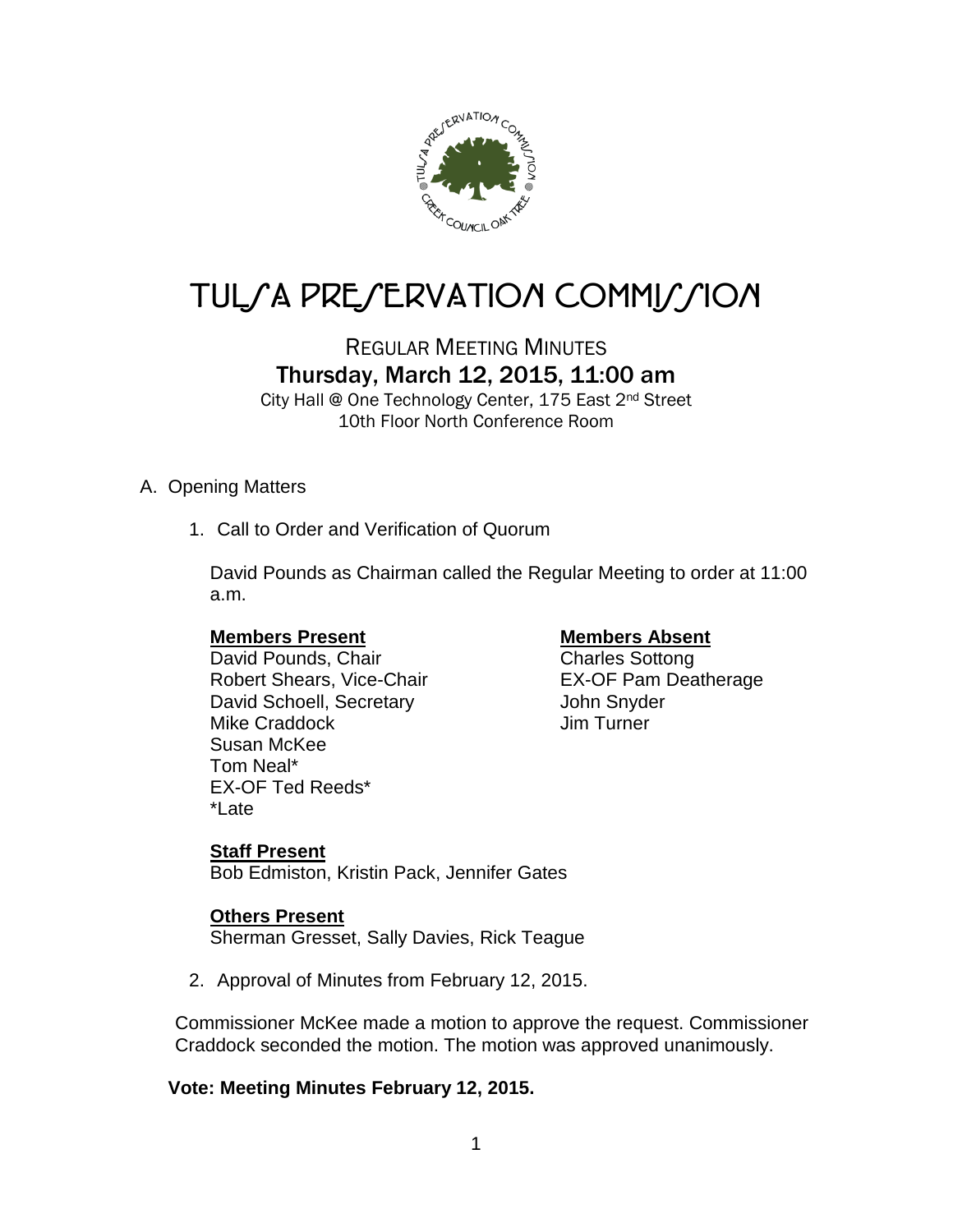# TULSA PRESERVATION COMMISSION

## REGULAR MEETING MINUTES

### Thursday, March 12, 2015, 11:00 am

City Hall @ One Technology Center, 175 East 2nd Street
10th Floor North Conference Room

A. Opening Matters

1. Call to Order and Verification of Quorum

   David Pounds as Chairman called the Regular Meeting to order at 11:00 a.m.

   **Members Present**
   David Pounds, Chair
   Robert Shears, Vice-Chair
   David Schoell, Secretary
   Mike Craddock
   Susan McKee
   Tom Neal*
   EX-OF Ted Reeds*
   *Late

   **Members Absent**
   Charles Sottong
   EX-OF Pam Deatherage
   John Snyder
   Jim Turner

   **Staff Present**
   Bob Edmiston, Kristin Pack, Jennifer Gates

   **Others Present**
   Sherman Gresset, Sally Davies, Rick Teague

2. Approval of Minutes from February 12, 2015.

Commissioner McKee made a motion to approve the request. Commissioner Craddock seconded the motion. The motion was approved unanimously.

**Vote: Meeting Minutes February 12, 2015.**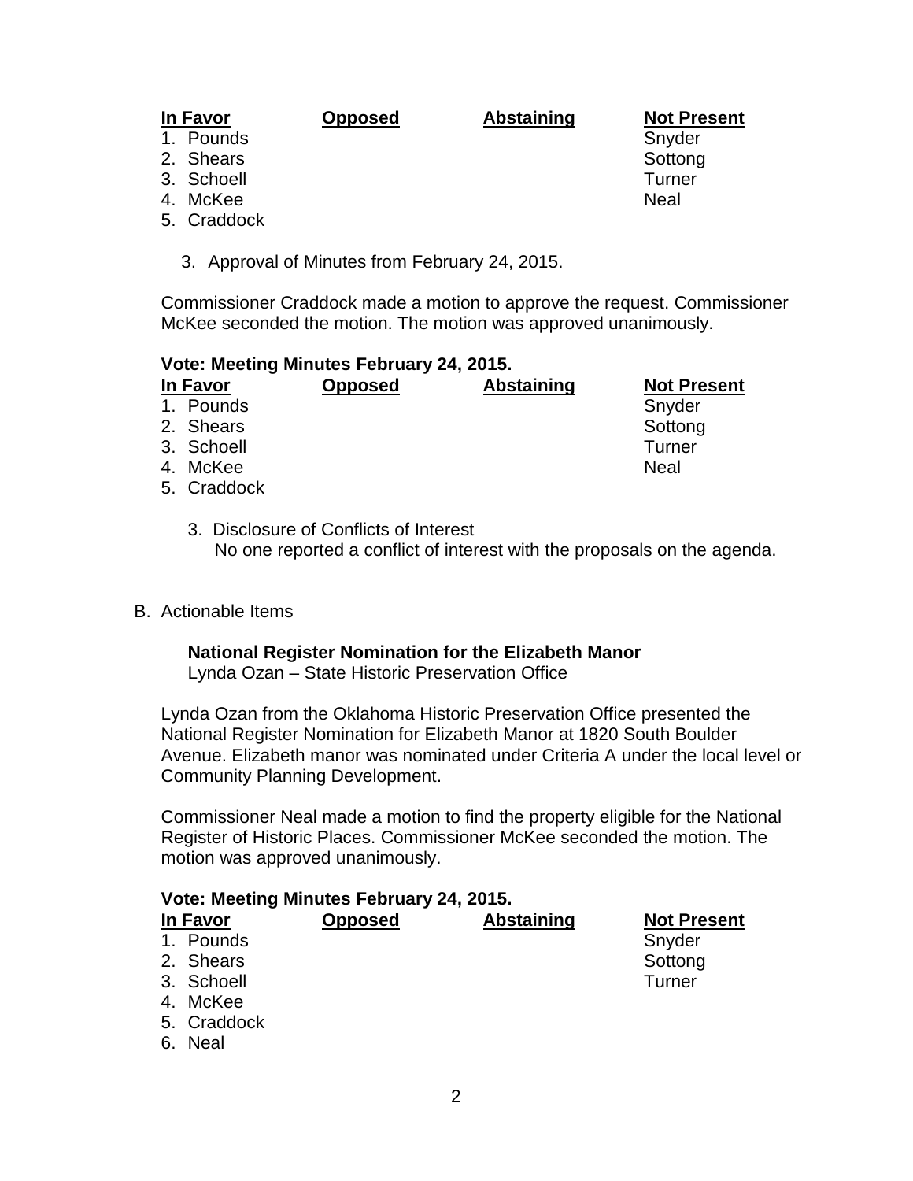| In Favor | Opposed | Abstaining | Not Present |
|---|---|---|---|
| 1. Pounds | | | Snyder |
| 2. Shears | | | Sottong |
| 3. Schoell | | | Turner |
| 4. McKee | | | Neal |
| 5. Craddock | | | |

3. Approval of Minutes from February 24, 2015.

Commissioner Craddock made a motion to approve the request. Commissioner McKee seconded the motion. The motion was approved unanimously.

**Vote: Meeting Minutes February 24, 2015.**

| In Favor | Opposed | Abstaining | Not Present |
|---|---|---|---|
| 1. Pounds | | | Snyder |
| 2. Shears | | | Sottong |
| 3. Schoell | | | Turner |
| 4. McKee | | | Neal |
| 5. Craddock | | | |

3. Disclosure of Conflicts of Interest
   No one reported a conflict of interest with the proposals on the agenda.

B. Actionable Items

**National Register Nomination for the Elizabeth Manor**
Lynda Ozan – State Historic Preservation Office

Lynda Ozan from the Oklahoma Historic Preservation Office presented the National Register Nomination for Elizabeth Manor at 1820 South Boulder Avenue. Elizabeth manor was nominated under Criteria A under the local level or Community Planning Development.

Commissioner Neal made a motion to find the property eligible for the National Register of Historic Places. Commissioner McKee seconded the motion. The motion was approved unanimously.

**Vote: Meeting Minutes February 24, 2015.**

| In Favor | Opposed | Abstaining | Not Present |
|---|---|---|---|
| 1. Pounds | | | Snyder |
| 2. Shears | | | Sottong |
| 3. Schoell | | | Turner |
| 4. McKee | | | |
| 5. Craddock | | | |
| 6. Neal | | | |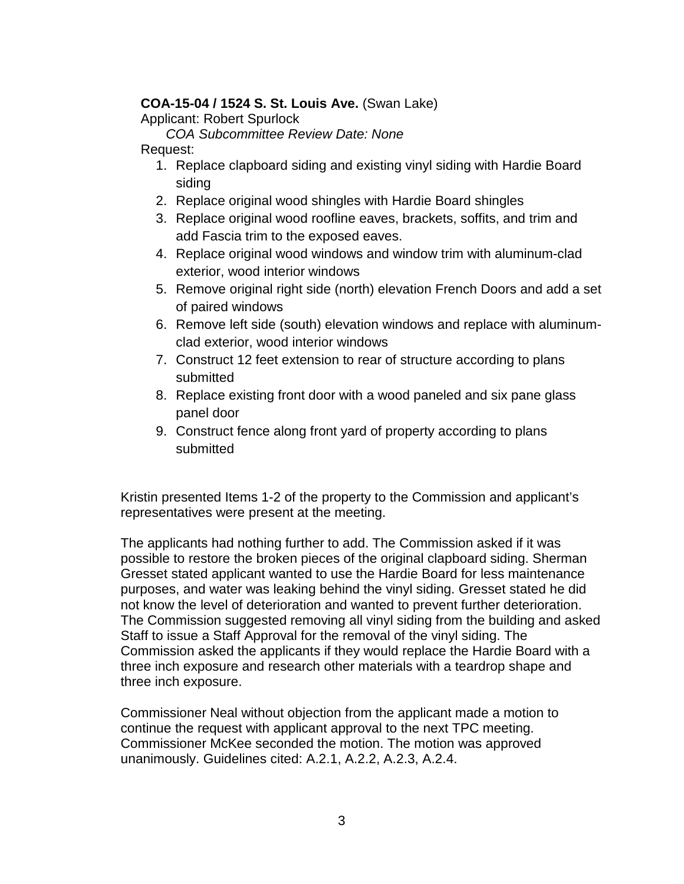**COA-15-04 / 1524 S. St. Louis Ave.** (Swan Lake)
Applicant: Robert Spurlock
*COA Subcommittee Review Date: None*
Request:

1. Replace clapboard siding and existing vinyl siding with Hardie Board siding
2. Replace original wood shingles with Hardie Board shingles
3. Replace original wood roofline eaves, brackets, soffits, and trim and add Fascia trim to the exposed eaves.
4. Replace original wood windows and window trim with aluminum-clad exterior, wood interior windows
5. Remove original right side (north) elevation French Doors and add a set of paired windows
6. Remove left side (south) elevation windows and replace with aluminum-clad exterior, wood interior windows
7. Construct 12 feet extension to rear of structure according to plans submitted
8. Replace existing front door with a wood paneled and six pane glass panel door
9. Construct fence along front yard of property according to plans submitted

Kristin presented Items 1-2 of the property to the Commission and applicant's representatives were present at the meeting.

The applicants had nothing further to add. The Commission asked if it was possible to restore the broken pieces of the original clapboard siding. Sherman Gresset stated applicant wanted to use the Hardie Board for less maintenance purposes, and water was leaking behind the vinyl siding. Gresset stated he did not know the level of deterioration and wanted to prevent further deterioration. The Commission suggested removing all vinyl siding from the building and asked Staff to issue a Staff Approval for the removal of the vinyl siding. The Commission asked the applicants if they would replace the Hardie Board with a three inch exposure and research other materials with a teardrop shape and three inch exposure.

Commissioner Neal without objection from the applicant made a motion to continue the request with applicant approval to the next TPC meeting. Commissioner McKee seconded the motion. The motion was approved unanimously. Guidelines cited: A.2.1, A.2.2, A.2.3, A.2.4.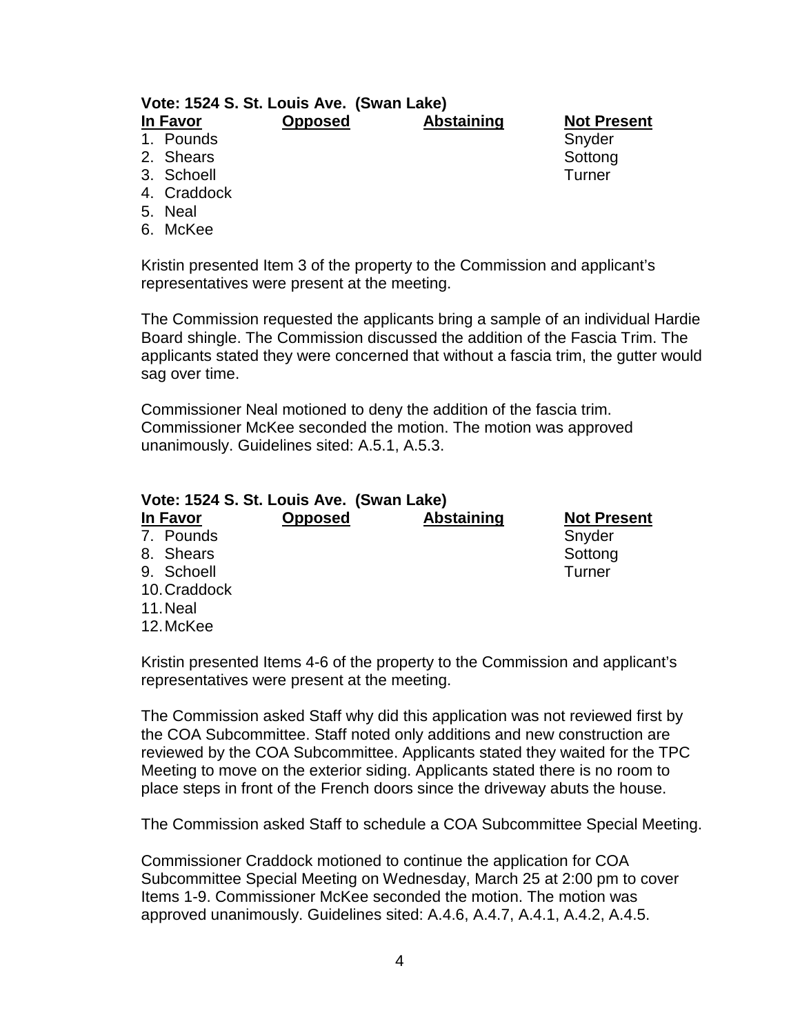**Vote: 1524 S. St. Louis Ave. (Swan Lake)**

| In Favor | Opposed | Abstaining | Not Present |
|---|---|---|---|
| 1. Pounds | | | Snyder |
| 2. Shears | | | Sottong |
| 3. Schoell | | | Turner |
| 4. Craddock | | | |
| 5. Neal | | | |
| 6. McKee | | | |

Kristin presented Item 3 of the property to the Commission and applicant's representatives were present at the meeting.

The Commission requested the applicants bring a sample of an individual Hardie Board shingle. The Commission discussed the addition of the Fascia Trim. The applicants stated they were concerned that without a fascia trim, the gutter would sag over time.

Commissioner Neal motioned to deny the addition of the fascia trim. Commissioner McKee seconded the motion. The motion was approved unanimously. Guidelines sited: A.5.1, A.5.3.

**Vote: 1524 S. St. Louis Ave. (Swan Lake)**

| In Favor | Opposed | Abstaining | Not Present |
|---|---|---|---|
| 7. Pounds | | | Snyder |
| 8. Shears | | | Sottong |
| 9. Schoell | | | Turner |
| 10. Craddock | | | |
| 11. Neal | | | |
| 12. McKee | | | |

Kristin presented Items 4-6 of the property to the Commission and applicant's representatives were present at the meeting.

The Commission asked Staff why did this application was not reviewed first by the COA Subcommittee. Staff noted only additions and new construction are reviewed by the COA Subcommittee. Applicants stated they waited for the TPC Meeting to move on the exterior siding. Applicants stated there is no room to place steps in front of the French doors since the driveway abuts the house.

The Commission asked Staff to schedule a COA Subcommittee Special Meeting.

Commissioner Craddock motioned to continue the application for COA Subcommittee Special Meeting on Wednesday, March 25 at 2:00 pm to cover Items 1-9. Commissioner McKee seconded the motion. The motion was approved unanimously. Guidelines sited: A.4.6, A.4.7, A.4.1, A.4.2, A.4.5.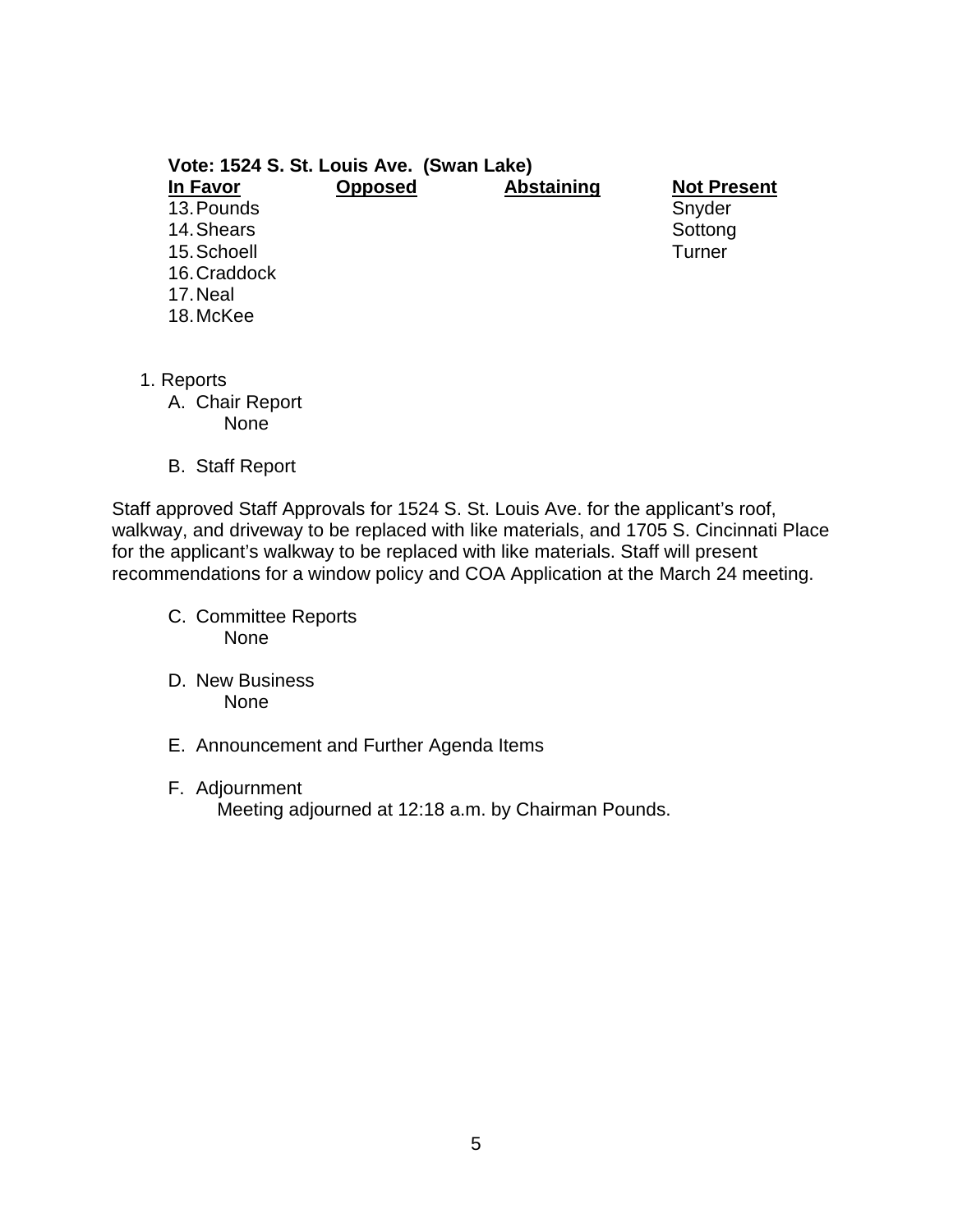**Vote: 1524 S. St. Louis Ave. (Swan Lake)**

| In Favor | Opposed | Abstaining | Not Present |
|---|---|---|---|
| 13. Pounds | | | Snyder |
| 14. Shears | | | Sottong |
| 15. Schoell | | | Turner |
| 16. Craddock | | | |
| 17. Neal | | | |
| 18. McKee | | | |

1. Reports
   A. Chair Report
      None

   B. Staff Report

Staff approved Staff Approvals for 1524 S. St. Louis Ave. for the applicant's roof, walkway, and driveway to be replaced with like materials, and 1705 S. Cincinnati Place for the applicant's walkway to be replaced with like materials. Staff will present recommendations for a window policy and COA Application at the March 24 meeting.

   C. Committee Reports
      None

   D. New Business
      None

   E. Announcement and Further Agenda Items

   F. Adjournment
      Meeting adjourned at 12:18 a.m. by Chairman Pounds.